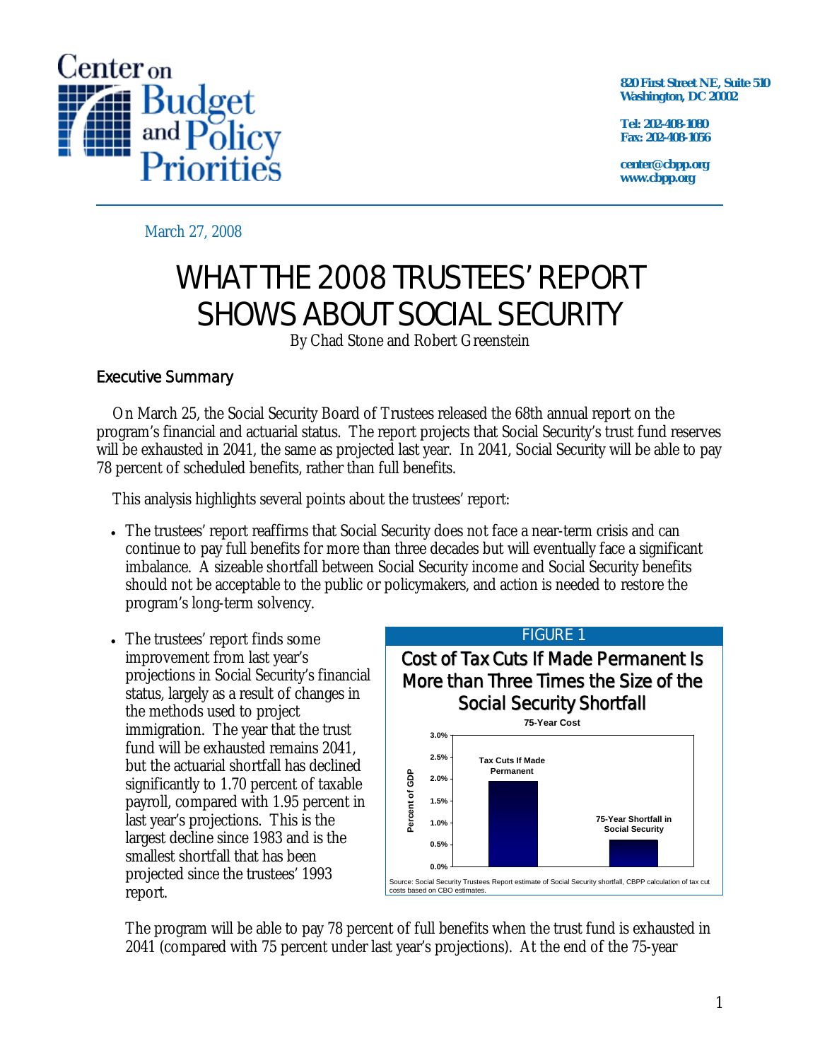Center on Budget and Policy Priorities

820 First Street NE, Suite 510
Washington, DC 20002

Tel: 202-408-1080
Fax: 202-408-1056

center@cbpp.org
www.cbpp.org

March 27, 2008

# WHAT THE 2008 TRUSTEES' REPORT SHOWS ABOUT SOCIAL SECURITY

By Chad Stone and Robert Greenstein

## Executive Summary

On March 25, the Social Security Board of Trustees released the 68th annual report on the program's financial and actuarial status. The report projects that Social Security's trust fund reserves will be exhausted in 2041, the same as projected last year. In 2041, Social Security will be able to pay 78 percent of scheduled benefits, rather than full benefits.

This analysis highlights several points about the trustees' report:

- The trustees' report reaffirms that Social Security does not face a near-term crisis and can continue to pay full benefits for more than three decades but will eventually face a significant imbalance. A sizeable shortfall between Social Security income and Social Security benefits should not be acceptable to the public or policymakers, and action is needed to restore the program's long-term solvency.

- The trustees' report finds some improvement from last year's projections in Social Security's financial status, largely as a result of changes in the methods used to project immigration. The year that the trust fund will be exhausted remains 2041, but the actuarial shortfall has declined significantly to 1.70 percent of taxable payroll, compared with 1.95 percent in last year's projections. This is the largest decline since 1983 and is the smallest shortfall that has been projected since the trustees' 1993 report.

  The program will be able to pay 78 percent of full benefits when the trust fund is exhausted in 2041 (compared with 75 percent under last year's projections). At the end of the 75-year

**FIGURE 1**

**Cost of Tax Cuts If Made Permanent Is More than Three Times the Size of the Social Security Shortfall**

75-Year Cost

| | Percent of GDP |
|---|---|
| Tax Cuts If Made Permanent | ~2.0% |
| 75-Year Shortfall in Social Security | ~0.6% |

Source: Social Security Trustees Report estimate of Social Security shortfall, CBPP calculation of tax cut costs based on CBO estimates.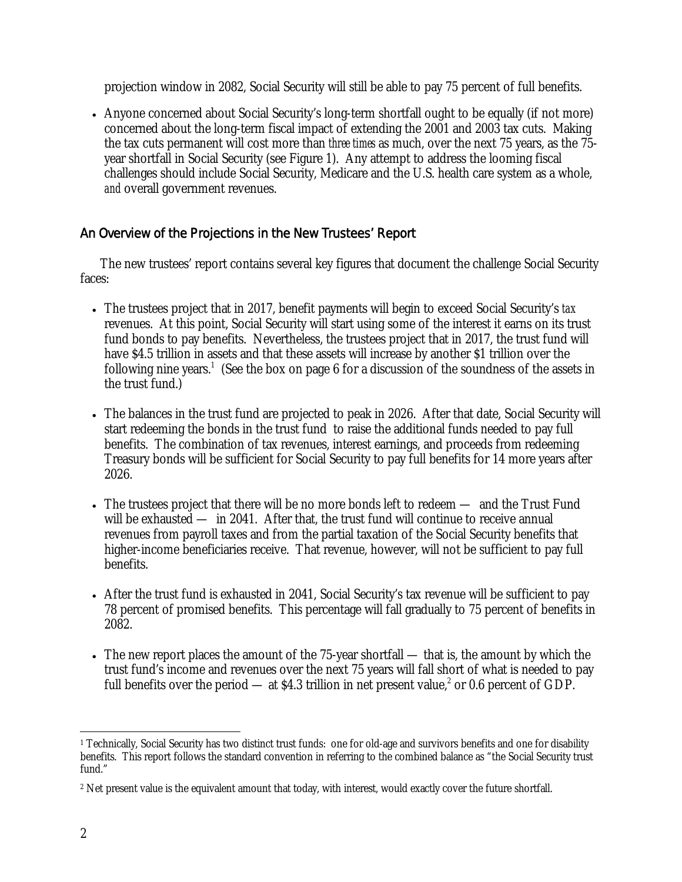projection window in 2082, Social Security will still be able to pay 75 percent of full benefits.

- Anyone concerned about Social Security's long-term shortfall ought to be equally (if not more) concerned about the long-term fiscal impact of extending the 2001 and 2003 tax cuts. Making the tax cuts permanent will cost more than *three times* as much, over the next 75 years, as the 75-year shortfall in Social Security (see Figure 1). Any attempt to address the looming fiscal challenges should include Social Security, Medicare and the U.S. health care system as a whole, *and* overall government revenues.

## An Overview of the Projections in the New Trustees' Report

The new trustees' report contains several key figures that document the challenge Social Security faces:

- The trustees project that in 2017, benefit payments will begin to exceed Social Security's *tax* revenues. At this point, Social Security will start using some of the interest it earns on its trust fund bonds to pay benefits. Nevertheless, the trustees project that in 2017, the trust fund will have $4.5 trillion in assets and that these assets will increase by another $1 trillion over the following nine years.[1] (See the box on page 6 for a discussion of the soundness of the assets in the trust fund.)

- The balances in the trust fund are projected to peak in 2026. After that date, Social Security will start redeeming the bonds in the trust fund to raise the additional funds needed to pay full benefits. The combination of tax revenues, interest earnings, and proceeds from redeeming Treasury bonds will be sufficient for Social Security to pay full benefits for 14 more years after 2026.

- The trustees project that there will be no more bonds left to redeem — and the Trust Fund will be exhausted — in 2041. After that, the trust fund will continue to receive annual revenues from payroll taxes and from the partial taxation of the Social Security benefits that higher-income beneficiaries receive. That revenue, however, will not be sufficient to pay full benefits.

- After the trust fund is exhausted in 2041, Social Security's tax revenue will be sufficient to pay 78 percent of promised benefits. This percentage will fall gradually to 75 percent of benefits in 2082.

- The new report places the amount of the 75-year shortfall — that is, the amount by which the trust fund's income and revenues over the next 75 years will fall short of what is needed to pay full benefits over the period — at $4.3 trillion in net present value,[2] or 0.6 percent of GDP.

---

[1] Technically, Social Security has two distinct trust funds: one for old-age and survivors benefits and one for disability benefits. This report follows the standard convention in referring to the combined balance as "the Social Security trust fund."

[2] Net present value is the equivalent amount that today, with interest, would exactly cover the future shortfall.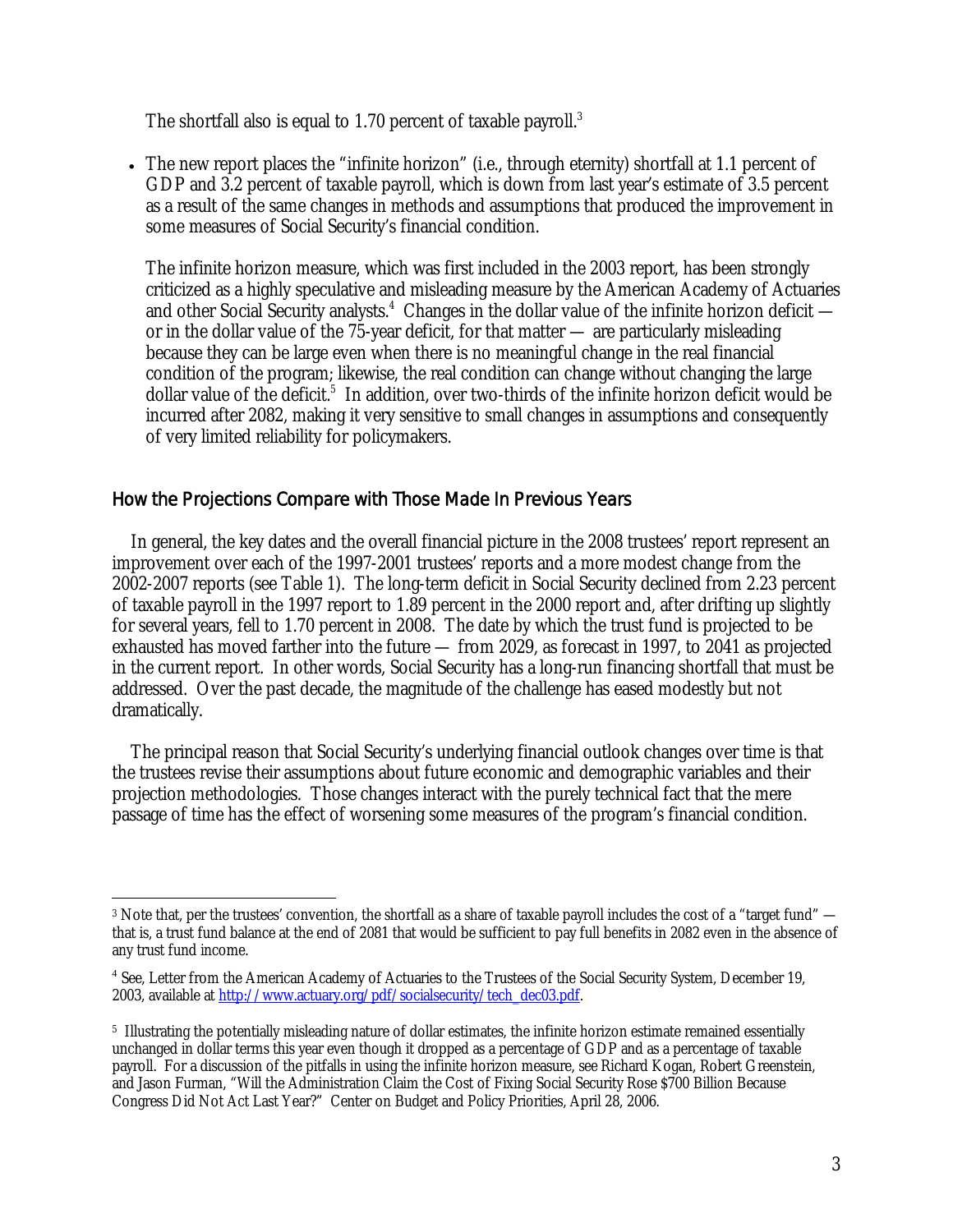The shortfall also is equal to 1.70 percent of taxable payroll.[3]

- The new report places the "infinite horizon" (i.e., through eternity) shortfall at 1.1 percent of GDP and 3.2 percent of taxable payroll, which is down from last year's estimate of 3.5 percent as a result of the same changes in methods and assumptions that produced the improvement in some measures of Social Security's financial condition.

  The infinite horizon measure, which was first included in the 2003 report, has been strongly criticized as a highly speculative and misleading measure by the American Academy of Actuaries and other Social Security analysts.[4] Changes in the dollar value of the infinite horizon deficit — or in the dollar value of the 75-year deficit, for that matter — are particularly misleading because they can be large even when there is no meaningful change in the real financial condition of the program; likewise, the real condition can change without changing the large dollar value of the deficit.[5] In addition, over two-thirds of the infinite horizon deficit would be incurred after 2082, making it very sensitive to small changes in assumptions and consequently of very limited reliability for policymakers.

## How the Projections Compare with Those Made In Previous Years

In general, the key dates and the overall financial picture in the 2008 trustees' report represent an improvement over each of the 1997-2001 trustees' reports and a more modest change from the 2002-2007 reports (see Table 1). The long-term deficit in Social Security declined from 2.23 percent of taxable payroll in the 1997 report to 1.89 percent in the 2000 report and, after drifting up slightly for several years, fell to 1.70 percent in 2008. The date by which the trust fund is projected to be exhausted has moved farther into the future — from 2029, as forecast in 1997, to 2041 as projected in the current report. In other words, Social Security has a long-run financing shortfall that must be addressed. Over the past decade, the magnitude of the challenge has eased modestly but not dramatically.

The principal reason that Social Security's underlying financial outlook changes over time is that the trustees revise their assumptions about future economic and demographic variables and their projection methodologies. Those changes interact with the purely technical fact that the mere passage of time has the effect of worsening some measures of the program's financial condition.

---

[3] Note that, per the trustees' convention, the shortfall as a share of taxable payroll includes the cost of a "target fund" — that is, a trust fund balance at the end of 2081 that would be sufficient to pay full benefits in 2082 even in the absence of any trust fund income.

[4] See, Letter from the American Academy of Actuaries to the Trustees of the Social Security System, December 19, 2003, available at http://www.actuary.org/pdf/socialsecurity/tech_dec03.pdf.

[5] Illustrating the potentially misleading nature of dollar estimates, the infinite horizon estimate remained essentially unchanged in dollar terms this year even though it dropped as a percentage of GDP and as a percentage of taxable payroll. For a discussion of the pitfalls in using the infinite horizon measure, see Richard Kogan, Robert Greenstein, and Jason Furman, "Will the Administration Claim the Cost of Fixing Social Security Rose $700 Billion Because Congress Did Not Act Last Year?" Center on Budget and Policy Priorities, April 28, 2006.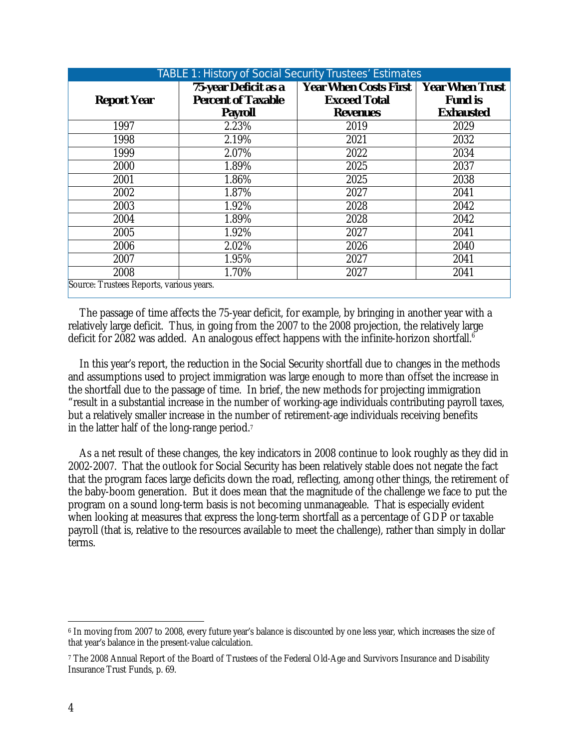**TABLE 1: History of Social Security Trustees' Estimates**

| Report Year | 75-year Deficit as a Percent of Taxable Payroll | Year When Costs First Exceed Total Revenues | Year When Trust Fund is Exhausted |
|---|---|---|---|
| 1997 | 2.23% | 2019 | 2029 |
| 1998 | 2.19% | 2021 | 2032 |
| 1999 | 2.07% | 2022 | 2034 |
| 2000 | 1.89% | 2025 | 2037 |
| 2001 | 1.86% | 2025 | 2038 |
| 2002 | 1.87% | 2027 | 2041 |
| 2003 | 1.92% | 2028 | 2042 |
| 2004 | 1.89% | 2028 | 2042 |
| 2005 | 1.92% | 2027 | 2041 |
| 2006 | 2.02% | 2026 | 2040 |
| 2007 | 1.95% | 2027 | 2041 |
| 2008 | 1.70% | 2027 | 2041 |

Source: Trustees Reports, various years.

The passage of time affects the 75-year deficit, for example, by bringing in another year with a relatively large deficit. Thus, in going from the 2007 to the 2008 projection, the relatively large deficit for 2082 was added. An analogous effect happens with the infinite-horizon shortfall.[6]

In this year's report, the reduction in the Social Security shortfall due to changes in the methods and assumptions used to project immigration was large enough to more than offset the increase in the shortfall due to the passage of time. In brief, the new methods for projecting immigration "result in a substantial increase in the number of working-age individuals contributing payroll taxes, but a relatively smaller increase in the number of retirement-age individuals receiving benefits in the latter half of the long-range period.[7]

As a net result of these changes, the key indicators in 2008 continue to look roughly as they did in 2002-2007. That the outlook for Social Security has been relatively stable does not negate the fact that the program faces large deficits down the road, reflecting, among other things, the retirement of the baby-boom generation. But it does mean that the magnitude of the challenge we face to put the program on a sound long-term basis is not becoming unmanageable. That is especially evident when looking at measures that express the long-term shortfall as a percentage of GDP or taxable payroll (that is, relative to the resources available to meet the challenge), rather than simply in dollar terms.

---

[6] In moving from 2007 to 2008, every future year's balance is discounted by one less year, which increases the size of that year's balance in the present-value calculation.

[7] The 2008 Annual Report of the Board of Trustees of the Federal Old-Age and Survivors Insurance and Disability Insurance Trust Funds, p. 69.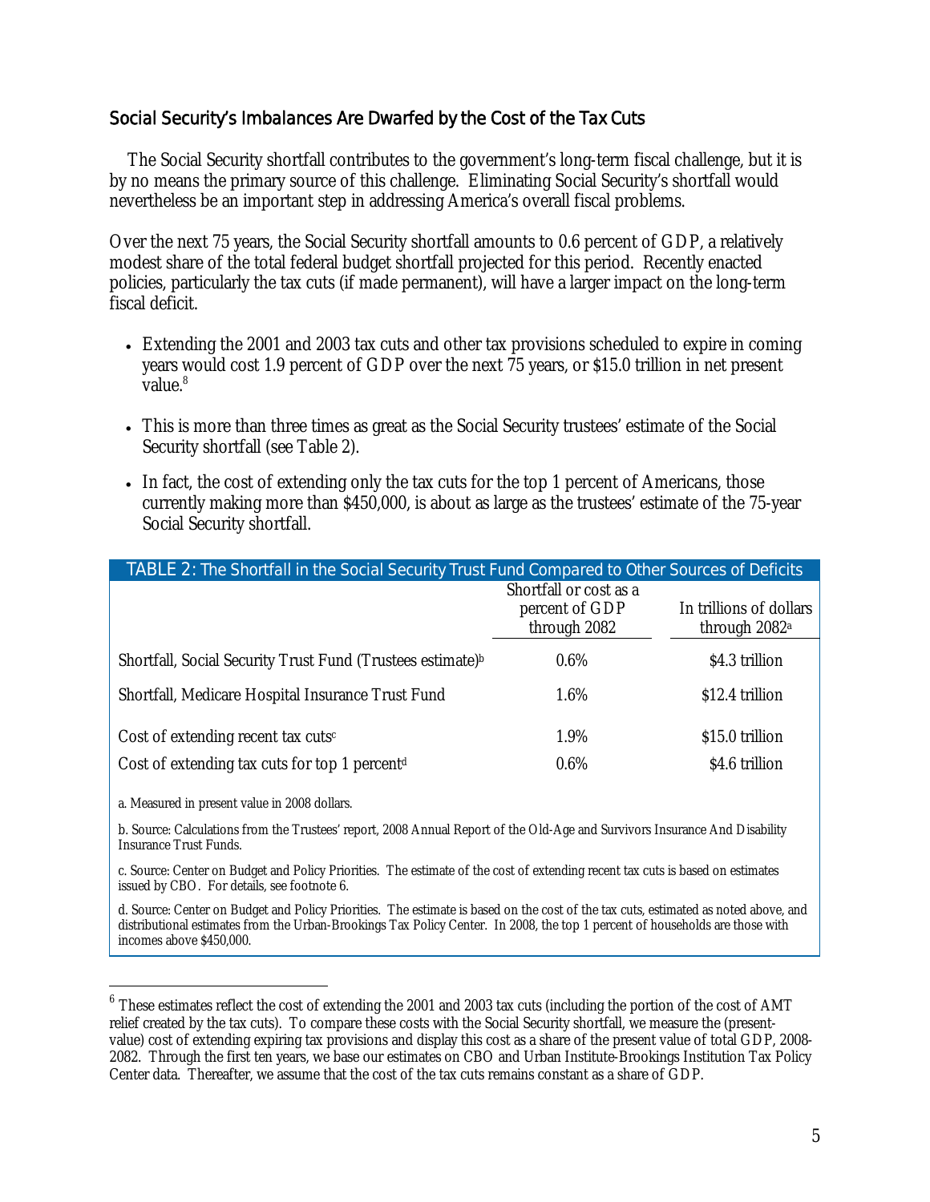## Social Security's Imbalances Are Dwarfed by the Cost of the Tax Cuts

The Social Security shortfall contributes to the government's long-term fiscal challenge, but it is by no means the primary source of this challenge. Eliminating Social Security's shortfall would nevertheless be an important step in addressing America's overall fiscal problems.

Over the next 75 years, the Social Security shortfall amounts to 0.6 percent of GDP, a relatively modest share of the total federal budget shortfall projected for this period. Recently enacted policies, particularly the tax cuts (if made permanent), will have a larger impact on the long-term fiscal deficit.

- Extending the 2001 and 2003 tax cuts and other tax provisions scheduled to expire in coming years would cost 1.9 percent of GDP over the next 75 years, or $15.0 trillion in net present value.[8]
- This is more than three times as great as the Social Security trustees' estimate of the Social Security shortfall (see Table 2).
- In fact, the cost of extending only the tax cuts for the top 1 percent of Americans, those currently making more than $450,000, is about as large as the trustees' estimate of the 75-year Social Security shortfall.

**TABLE 2: The Shortfall in the Social Security Trust Fund Compared to Other Sources of Deficits**

| | Shortfall or cost as a percent of GDP through 2082 | In trillions of dollars through 2082[a] |
|---|---|---|
| Shortfall, Social Security Trust Fund (Trustees estimate)[b] | 0.6% | $4.3 trillion |
| Shortfall, Medicare Hospital Insurance Trust Fund | 1.6% | $12.4 trillion |
| Cost of extending recent tax cuts[c] | 1.9% | $15.0 trillion |
| Cost of extending tax cuts for top 1 percent[d] | 0.6% | $4.6 trillion |

a. Measured in present value in 2008 dollars.

b. Source: Calculations from the Trustees' report, 2008 Annual Report of the Old-Age and Survivors Insurance And Disability Insurance Trust Funds.

c. Source: Center on Budget and Policy Priorities. The estimate of the cost of extending recent tax cuts is based on estimates issued by CBO. For details, see footnote 6.

d. Source: Center on Budget and Policy Priorities. The estimate is based on the cost of the tax cuts, estimated as noted above, and distributional estimates from the Urban-Brookings Tax Policy Center. In 2008, the top 1 percent of households are those with incomes above $450,000.

---

[6] These estimates reflect the cost of extending the 2001 and 2003 tax cuts (including the portion of the cost of AMT relief created by the tax cuts). To compare these costs with the Social Security shortfall, we measure the (present-value) cost of extending expiring tax provisions and display this cost as a share of the present value of total GDP, 2008-2082. Through the first ten years, we base our estimates on CBO and Urban Institute-Brookings Institution Tax Policy Center data. Thereafter, we assume that the cost of the tax cuts remains constant as a share of GDP.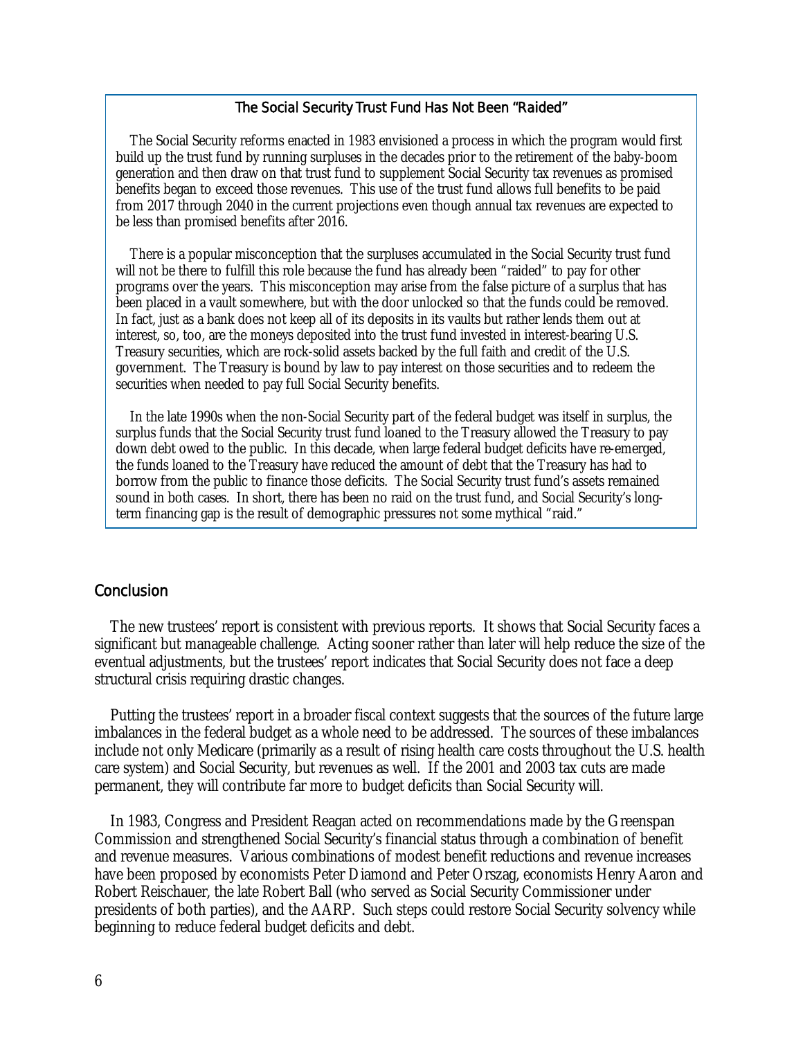### The Social Security Trust Fund Has Not Been "Raided"

The Social Security reforms enacted in 1983 envisioned a process in which the program would first build up the trust fund by running surpluses in the decades prior to the retirement of the baby-boom generation and then draw on that trust fund to supplement Social Security tax revenues as promised benefits began to exceed those revenues. This use of the trust fund allows full benefits to be paid from 2017 through 2040 in the current projections even though annual tax revenues are expected to be less than promised benefits after 2016.

There is a popular misconception that the surpluses accumulated in the Social Security trust fund will not be there to fulfill this role because the fund has already been "raided" to pay for other programs over the years. This misconception may arise from the false picture of a surplus that has been placed in a vault somewhere, but with the door unlocked so that the funds could be removed. In fact, just as a bank does not keep all of its deposits in its vaults but rather lends them out at interest, so, too, are the moneys deposited into the trust fund invested in interest-bearing U.S. Treasury securities, which are rock-solid assets backed by the full faith and credit of the U.S. government. The Treasury is bound by law to pay interest on those securities and to redeem the securities when needed to pay full Social Security benefits.

In the late 1990s when the non-Social Security part of the federal budget was itself in surplus, the surplus funds that the Social Security trust fund loaned to the Treasury allowed the Treasury to pay down debt owed to the public. In this decade, when large federal budget deficits have re-emerged, the funds loaned to the Treasury have reduced the amount of debt that the Treasury has had to borrow from the public to finance those deficits. The Social Security trust fund's assets remained sound in both cases. In short, there has been no raid on the trust fund, and Social Security's long-term financing gap is the result of demographic pressures not some mythical "raid."

## Conclusion

The new trustees' report is consistent with previous reports. It shows that Social Security faces a significant but manageable challenge. Acting sooner rather than later will help reduce the size of the eventual adjustments, but the trustees' report indicates that Social Security does not face a deep structural crisis requiring drastic changes.

Putting the trustees' report in a broader fiscal context suggests that the sources of the future large imbalances in the federal budget as a whole need to be addressed. The sources of these imbalances include not only Medicare (primarily as a result of rising health care costs throughout the U.S. health care system) and Social Security, but revenues as well. If the 2001 and 2003 tax cuts are made permanent, they will contribute far more to budget deficits than Social Security will.

In 1983, Congress and President Reagan acted on recommendations made by the Greenspan Commission and strengthened Social Security's financial status through a combination of benefit and revenue measures. Various combinations of modest benefit reductions and revenue increases have been proposed by economists Peter Diamond and Peter Orszag, economists Henry Aaron and Robert Reischauer, the late Robert Ball (who served as Social Security Commissioner under presidents of both parties), and the AARP. Such steps could restore Social Security solvency while beginning to reduce federal budget deficits and debt.